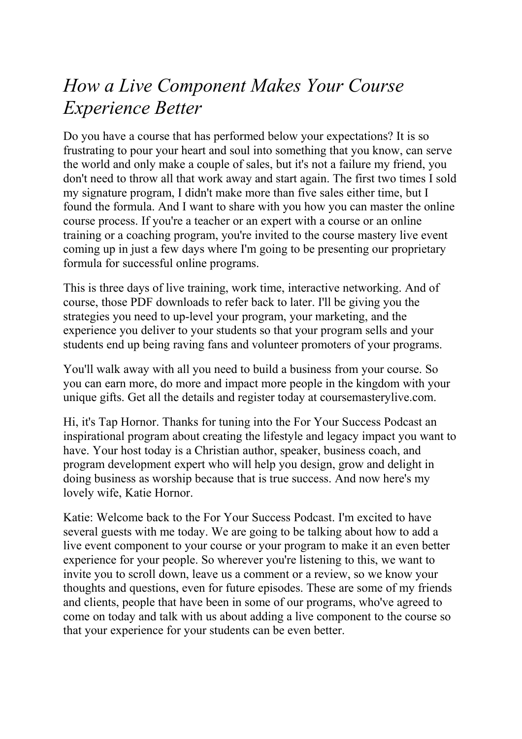# *How a Live Component Makes Your Course Experience Better*

Do you have a course that has performed below your expectations? It is so frustrating to pour your heart and soul into something that you know, can serve the world and only make a couple of sales, but it's not a failure my friend, you don't need to throw all that work away and start again. The first two times I sold my signature program, I didn't make more than five sales either time, but I found the formula. And I want to share with you how you can master the online course process. If you're a teacher or an expert with a course or an online training or a coaching program, you're invited to the course mastery live event coming up in just a few days where I'm going to be presenting our proprietary formula for successful online programs.

This is three days of live training, work time, interactive networking. And of course, those PDF downloads to refer back to later. I'll be giving you the strategies you need to up-level your program, your marketing, and the experience you deliver to your students so that your program sells and your students end up being raving fans and volunteer promoters of your programs.

You'll walk away with all you need to build a business from your course. So you can earn more, do more and impact more people in the kingdom with your unique gifts. Get all the details and register today at coursemasterylive.com.

Hi, it's Tap Hornor. Thanks for tuning into the For Your Success Podcast an inspirational program about creating the lifestyle and legacy impact you want to have. Your host today is a Christian author, speaker, business coach, and program development expert who will help you design, grow and delight in doing business as worship because that is true success. And now here's my lovely wife, Katie Hornor.

Katie: Welcome back to the For Your Success Podcast. I'm excited to have several guests with me today. We are going to be talking about how to add a live event component to your course or your program to make it an even better experience for your people. So wherever you're listening to this, we want to invite you to scroll down, leave us a comment or a review, so we know your thoughts and questions, even for future episodes. These are some of my friends and clients, people that have been in some of our programs, who've agreed to come on today and talk with us about adding a live component to the course so that your experience for your students can be even better.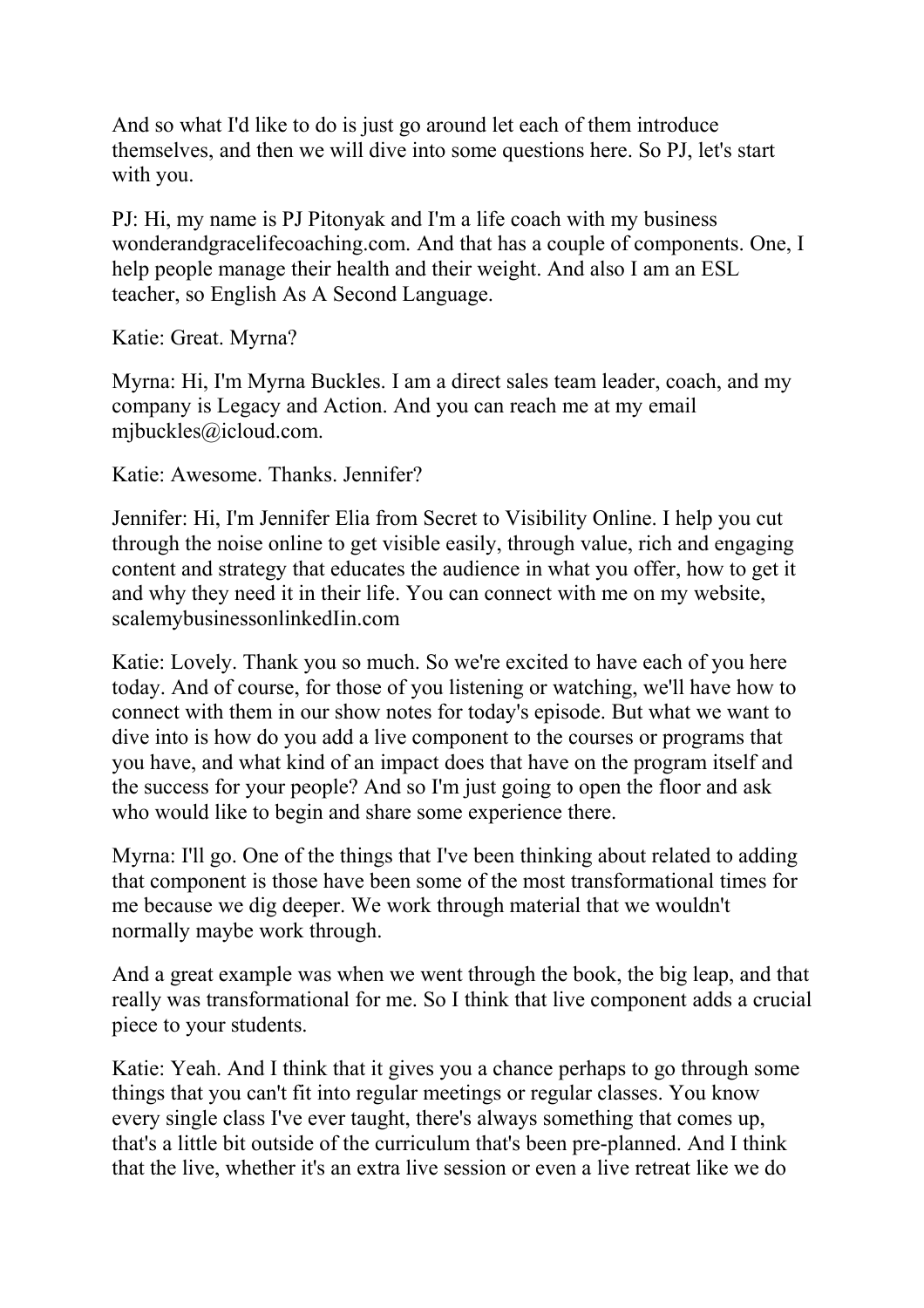And so what I'd like to do is just go around let each of them introduce themselves, and then we will dive into some questions here. So PJ, let's start with you.

PJ: Hi, my name is PJ Pitonyak and I'm a life coach with my business wonderandgracelifecoaching.com. And that has a couple of components. One, I help people manage their health and their weight. And also I am an ESL teacher, so English As A Second Language.

Katie: Great. Myrna?

Myrna: Hi, I'm Myrna Buckles. I am a direct sales team leader, coach, and my company is Legacy and Action. And you can reach me at my email mjbuckles@icloud.com.

Katie: Awesome. Thanks. Jennifer?

Jennifer: Hi, I'm Jennifer Elia from Secret to Visibility Online. I help you cut through the noise online to get visible easily, through value, rich and engaging content and strategy that educates the audience in what you offer, how to get it and why they need it in their life. You can connect with me on my website, scalemybusinessonlinkedIin.com

Katie: Lovely. Thank you so much. So we're excited to have each of you here today. And of course, for those of you listening or watching, we'll have how to connect with them in our show notes for today's episode. But what we want to dive into is how do you add a live component to the courses or programs that you have, and what kind of an impact does that have on the program itself and the success for your people? And so I'm just going to open the floor and ask who would like to begin and share some experience there.

Myrna: I'll go. One of the things that I've been thinking about related to adding that component is those have been some of the most transformational times for me because we dig deeper. We work through material that we wouldn't normally maybe work through.

And a great example was when we went through the book, the big leap, and that really was transformational for me. So I think that live component adds a crucial piece to your students.

Katie: Yeah. And I think that it gives you a chance perhaps to go through some things that you can't fit into regular meetings or regular classes. You know every single class I've ever taught, there's always something that comes up, that's a little bit outside of the curriculum that's been pre-planned. And I think that the live, whether it's an extra live session or even a live retreat like we do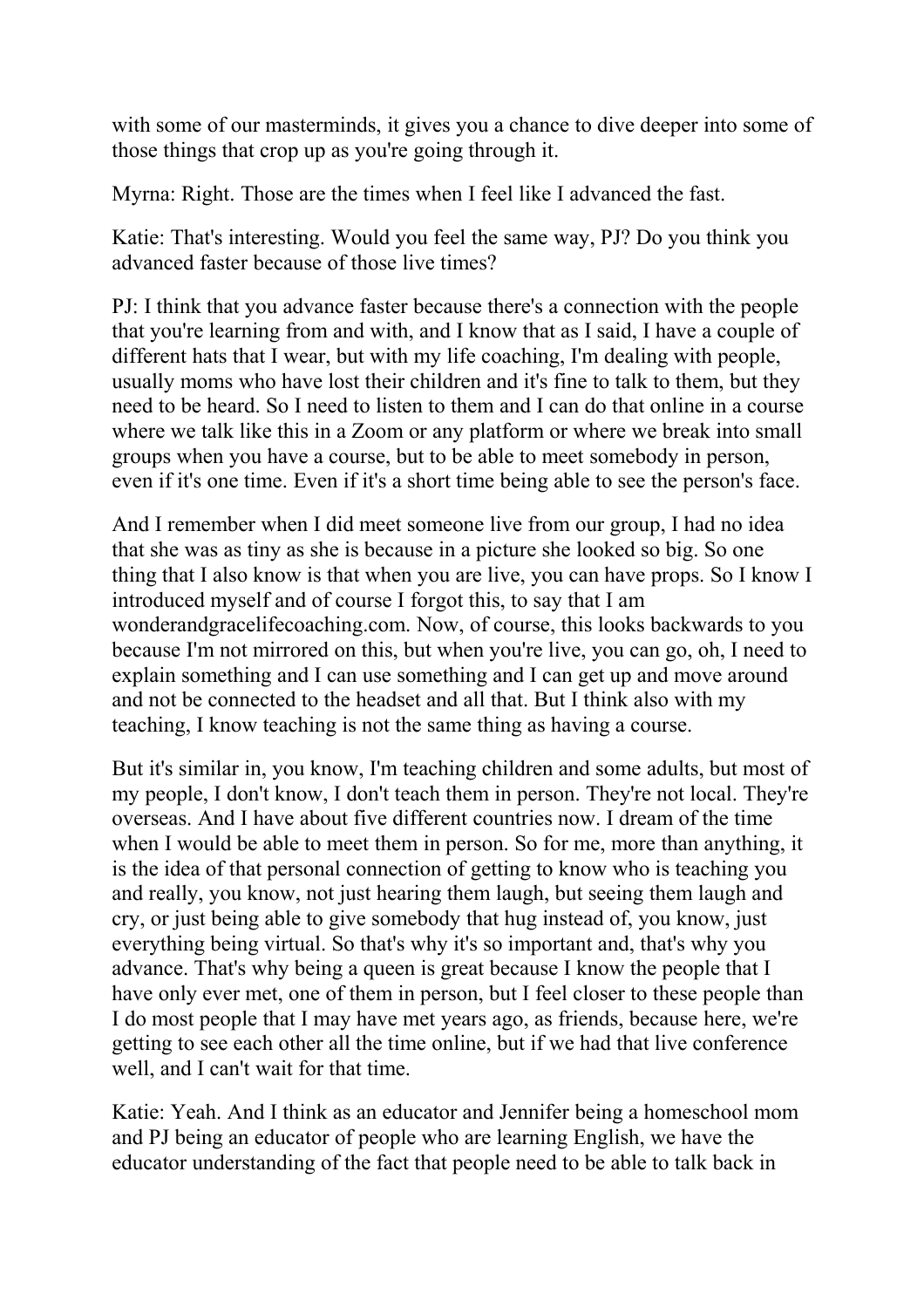with some of our masterminds, it gives you a chance to dive deeper into some of those things that crop up as you're going through it.

Myrna: Right. Those are the times when I feel like I advanced the fast.

Katie: That's interesting. Would you feel the same way, PJ? Do you think you advanced faster because of those live times?

PJ: I think that you advance faster because there's a connection with the people that you're learning from and with, and I know that as I said, I have a couple of different hats that I wear, but with my life coaching, I'm dealing with people, usually moms who have lost their children and it's fine to talk to them, but they need to be heard. So I need to listen to them and I can do that online in a course where we talk like this in a Zoom or any platform or where we break into small groups when you have a course, but to be able to meet somebody in person, even if it's one time. Even if it's a short time being able to see the person's face.

And I remember when I did meet someone live from our group, I had no idea that she was as tiny as she is because in a picture she looked so big. So one thing that I also know is that when you are live, you can have props. So I know I introduced myself and of course I forgot this, to say that I am wonderandgracelifecoaching.com. Now, of course, this looks backwards to you because I'm not mirrored on this, but when you're live, you can go, oh, I need to explain something and I can use something and I can get up and move around and not be connected to the headset and all that. But I think also with my teaching, I know teaching is not the same thing as having a course.

But it's similar in, you know, I'm teaching children and some adults, but most of my people, I don't know, I don't teach them in person. They're not local. They're overseas. And I have about five different countries now. I dream of the time when I would be able to meet them in person. So for me, more than anything, it is the idea of that personal connection of getting to know who is teaching you and really, you know, not just hearing them laugh, but seeing them laugh and cry, or just being able to give somebody that hug instead of, you know, just everything being virtual. So that's why it's so important and, that's why you advance. That's why being a queen is great because I know the people that I have only ever met, one of them in person, but I feel closer to these people than I do most people that I may have met years ago, as friends, because here, we're getting to see each other all the time online, but if we had that live conference well, and I can't wait for that time.

Katie: Yeah. And I think as an educator and Jennifer being a homeschool mom and PJ being an educator of people who are learning English, we have the educator understanding of the fact that people need to be able to talk back in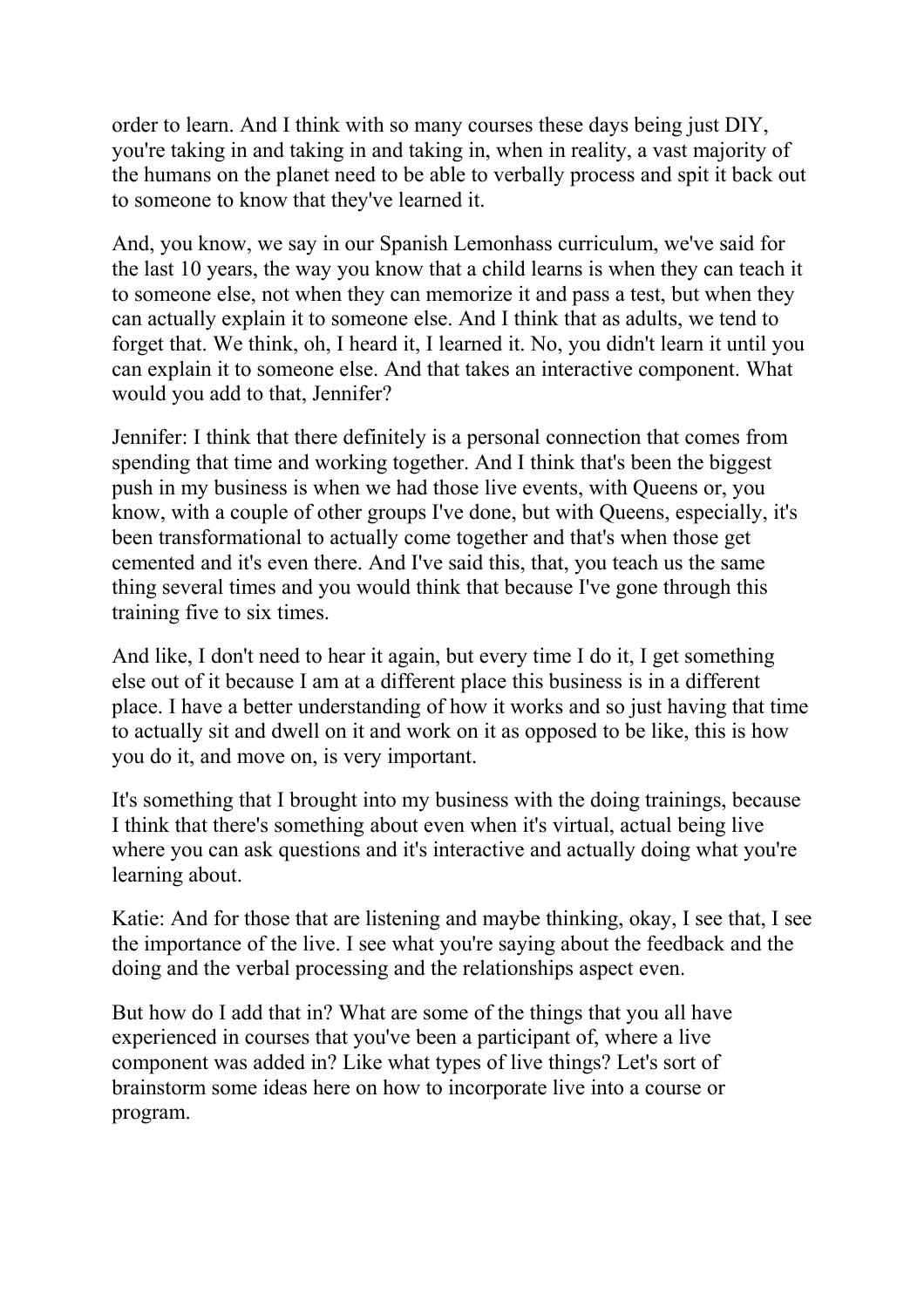order to learn. And I think with so many courses these days being just DIY, you're taking in and taking in and taking in, when in reality, a vast majority of the humans on the planet need to be able to verbally process and spit it back out to someone to know that they've learned it.

And, you know, we say in our Spanish Lemonhass curriculum, we've said for the last 10 years, the way you know that a child learns is when they can teach it to someone else, not when they can memorize it and pass a test, but when they can actually explain it to someone else. And I think that as adults, we tend to forget that. We think, oh, I heard it, I learned it. No, you didn't learn it until you can explain it to someone else. And that takes an interactive component. What would you add to that, Jennifer?

Jennifer: I think that there definitely is a personal connection that comes from spending that time and working together. And I think that's been the biggest push in my business is when we had those live events, with Queens or, you know, with a couple of other groups I've done, but with Queens, especially, it's been transformational to actually come together and that's when those get cemented and it's even there. And I've said this, that, you teach us the same thing several times and you would think that because I've gone through this training five to six times.

And like, I don't need to hear it again, but every time I do it, I get something else out of it because I am at a different place this business is in a different place. I have a better understanding of how it works and so just having that time to actually sit and dwell on it and work on it as opposed to be like, this is how you do it, and move on, is very important.

It's something that I brought into my business with the doing trainings, because I think that there's something about even when it's virtual, actual being live where you can ask questions and it's interactive and actually doing what you're learning about.

Katie: And for those that are listening and maybe thinking, okay, I see that, I see the importance of the live. I see what you're saying about the feedback and the doing and the verbal processing and the relationships aspect even.

But how do I add that in? What are some of the things that you all have experienced in courses that you've been a participant of, where a live component was added in? Like what types of live things? Let's sort of brainstorm some ideas here on how to incorporate live into a course or program.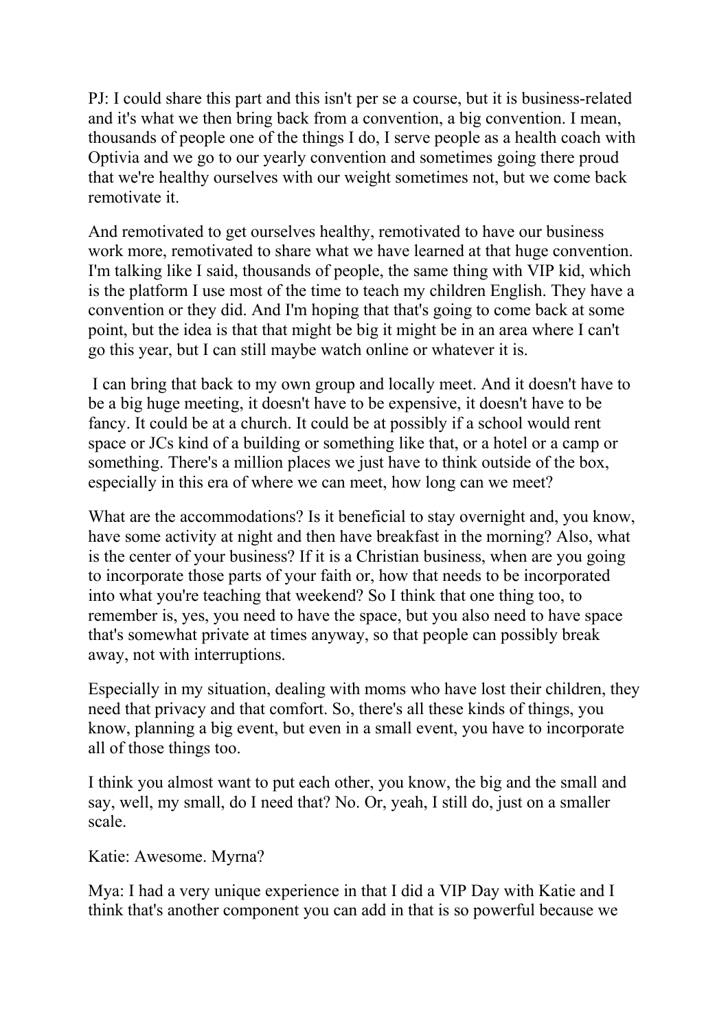PJ: I could share this part and this isn't per se a course, but it is business-related and it's what we then bring back from a convention, a big convention. I mean, thousands of people one of the things I do, I serve people as a health coach with Optivia and we go to our yearly convention and sometimes going there proud that we're healthy ourselves with our weight sometimes not, but we come back remotivate it.

And remotivated to get ourselves healthy, remotivated to have our business work more, remotivated to share what we have learned at that huge convention. I'm talking like I said, thousands of people, the same thing with VIP kid, which is the platform I use most of the time to teach my children English. They have a convention or they did. And I'm hoping that that's going to come back at some point, but the idea is that that might be big it might be in an area where I can't go this year, but I can still maybe watch online or whatever it is.

I can bring that back to my own group and locally meet. And it doesn't have to be a big huge meeting, it doesn't have to be expensive, it doesn't have to be fancy. It could be at a church. It could be at possibly if a school would rent space or JCs kind of a building or something like that, or a hotel or a camp or something. There's a million places we just have to think outside of the box, especially in this era of where we can meet, how long can we meet?

What are the accommodations? Is it beneficial to stay overnight and, you know, have some activity at night and then have breakfast in the morning? Also, what is the center of your business? If it is a Christian business, when are you going to incorporate those parts of your faith or, how that needs to be incorporated into what you're teaching that weekend? So I think that one thing too, to remember is, yes, you need to have the space, but you also need to have space that's somewhat private at times anyway, so that people can possibly break away, not with interruptions.

Especially in my situation, dealing with moms who have lost their children, they need that privacy and that comfort. So, there's all these kinds of things, you know, planning a big event, but even in a small event, you have to incorporate all of those things too.

I think you almost want to put each other, you know, the big and the small and say, well, my small, do I need that? No. Or, yeah, I still do, just on a smaller scale.

Katie: Awesome. Myrna?

Mya: I had a very unique experience in that I did a VIP Day with Katie and I think that's another component you can add in that is so powerful because we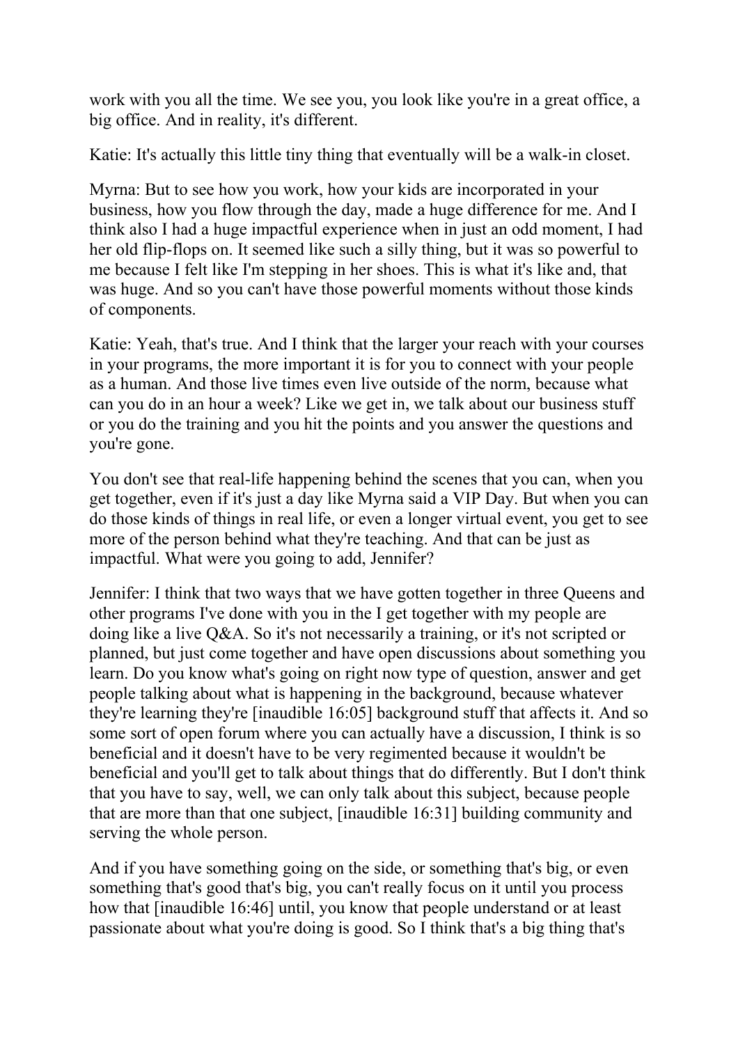work with you all the time. We see you, you look like you're in a great office, a big office. And in reality, it's different.

Katie: It's actually this little tiny thing that eventually will be a walk-in closet.

Myrna: But to see how you work, how your kids are incorporated in your business, how you flow through the day, made a huge difference for me. And I think also I had a huge impactful experience when in just an odd moment, I had her old flip-flops on. It seemed like such a silly thing, but it was so powerful to me because I felt like I'm stepping in her shoes. This is what it's like and, that was huge. And so you can't have those powerful moments without those kinds of components.

Katie: Yeah, that's true. And I think that the larger your reach with your courses in your programs, the more important it is for you to connect with your people as a human. And those live times even live outside of the norm, because what can you do in an hour a week? Like we get in, we talk about our business stuff or you do the training and you hit the points and you answer the questions and you're gone.

You don't see that real-life happening behind the scenes that you can, when you get together, even if it's just a day like Myrna said a VIP Day. But when you can do those kinds of things in real life, or even a longer virtual event, you get to see more of the person behind what they're teaching. And that can be just as impactful. What were you going to add, Jennifer?

Jennifer: I think that two ways that we have gotten together in three Queens and other programs I've done with you in the I get together with my people are doing like a live Q&A. So it's not necessarily a training, or it's not scripted or planned, but just come together and have open discussions about something you learn. Do you know what's going on right now type of question, answer and get people talking about what is happening in the background, because whatever they're learning they're [inaudible 16:05] background stuff that affects it. And so some sort of open forum where you can actually have a discussion, I think is so beneficial and it doesn't have to be very regimented because it wouldn't be beneficial and you'll get to talk about things that do differently. But I don't think that you have to say, well, we can only talk about this subject, because people that are more than that one subject, [inaudible 16:31] building community and serving the whole person.

And if you have something going on the side, or something that's big, or even something that's good that's big, you can't really focus on it until you process how that [inaudible 16:46] until, you know that people understand or at least passionate about what you're doing is good. So I think that's a big thing that's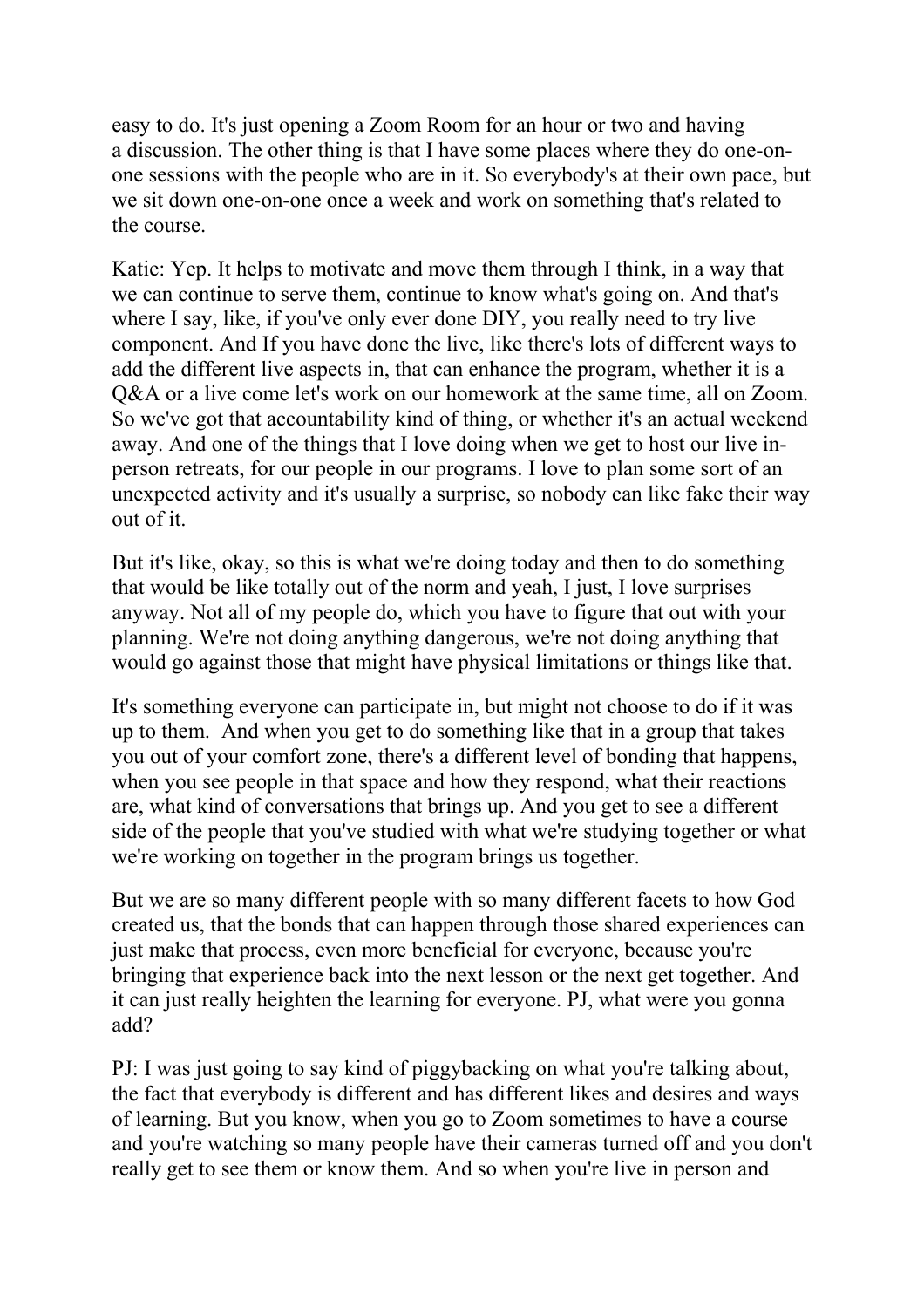easy to do. It's just opening a Zoom Room for an hour or two and having a discussion. The other thing is that I have some places where they do one-on-one sessions with the people who are in it. So everybody's at their own pace, but we sit down one-on-one once a week and work on something that's related to the course.

Katie: Yep. It helps to motivate and move them through I think, in a way that we can continue to serve them, continue to know what's going on. And that's where I say, like, if you've only ever done DIY, you really need to try live component. And If you have done the live, like there's lots of different ways to add the different live aspects in, that can enhance the program, whether it is a Q&A or a live come let's work on our homework at the same time, all on Zoom. So we've got that accountability kind of thing, or whether it's an actual weekend away. And one of the things that I love doing when we get to host our live in-person retreats, for our people in our programs. I love to plan some sort of an unexpected activity and it's usually a surprise, so nobody can like fake their way out of it.

But it's like, okay, so this is what we're doing today and then to do something that would be like totally out of the norm and yeah, I just, I love surprises anyway. Not all of my people do, which you have to figure that out with your planning. We're not doing anything dangerous, we're not doing anything that would go against those that might have physical limitations or things like that.

It's something everyone can participate in, but might not choose to do if it was up to them. And when you get to do something like that in a group that takes you out of your comfort zone, there's a different level of bonding that happens, when you see people in that space and how they respond, what their reactions are, what kind of conversations that brings up. And you get to see a different side of the people that you've studied with what we're studying together or what we're working on together in the program brings us together.

But we are so many different people with so many different facets to how God created us, that the bonds that can happen through those shared experiences can just make that process, even more beneficial for everyone, because you're bringing that experience back into the next lesson or the next get together. And it can just really heighten the learning for everyone. PJ, what were you gonna add?

PJ: I was just going to say kind of piggybacking on what you're talking about, the fact that everybody is different and has different likes and desires and ways of learning. But you know, when you go to Zoom sometimes to have a course and you're watching so many people have their cameras turned off and you don't really get to see them or know them. And so when you're live in person and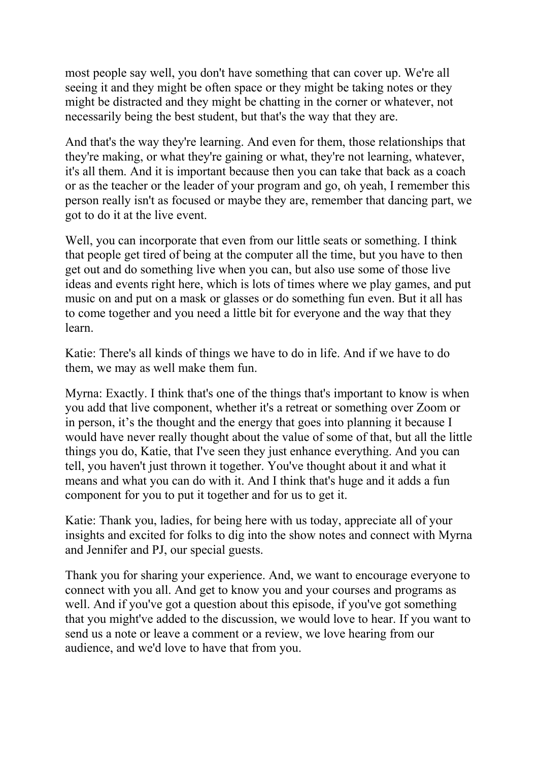most people say well, you don't have something that can cover up. We're all seeing it and they might be often space or they might be taking notes or they might be distracted and they might be chatting in the corner or whatever, not necessarily being the best student, but that's the way that they are.

And that's the way they're learning. And even for them, those relationships that they're making, or what they're gaining or what, they're not learning, whatever, it's all them. And it is important because then you can take that back as a coach or as the teacher or the leader of your program and go, oh yeah, I remember this person really isn't as focused or maybe they are, remember that dancing part, we got to do it at the live event.

Well, you can incorporate that even from our little seats or something. I think that people get tired of being at the computer all the time, but you have to then get out and do something live when you can, but also use some of those live ideas and events right here, which is lots of times where we play games, and put music on and put on a mask or glasses or do something fun even. But it all has to come together and you need a little bit for everyone and the way that they learn.

Katie: There's all kinds of things we have to do in life. And if we have to do them, we may as well make them fun.

Myrna: Exactly. I think that's one of the things that's important to know is when you add that live component, whether it's a retreat or something over Zoom or in person, it's the thought and the energy that goes into planning it because I would have never really thought about the value of some of that, but all the little things you do, Katie, that I've seen they just enhance everything. And you can tell, you haven't just thrown it together. You've thought about it and what it means and what you can do with it. And I think that's huge and it adds a fun component for you to put it together and for us to get it.

Katie: Thank you, ladies, for being here with us today, appreciate all of your insights and excited for folks to dig into the show notes and connect with Myrna and Jennifer and PJ, our special guests.

Thank you for sharing your experience. And, we want to encourage everyone to connect with you all. And get to know you and your courses and programs as well. And if you've got a question about this episode, if you've got something that you might've added to the discussion, we would love to hear. If you want to send us a note or leave a comment or a review, we love hearing from our audience, and we'd love to have that from you.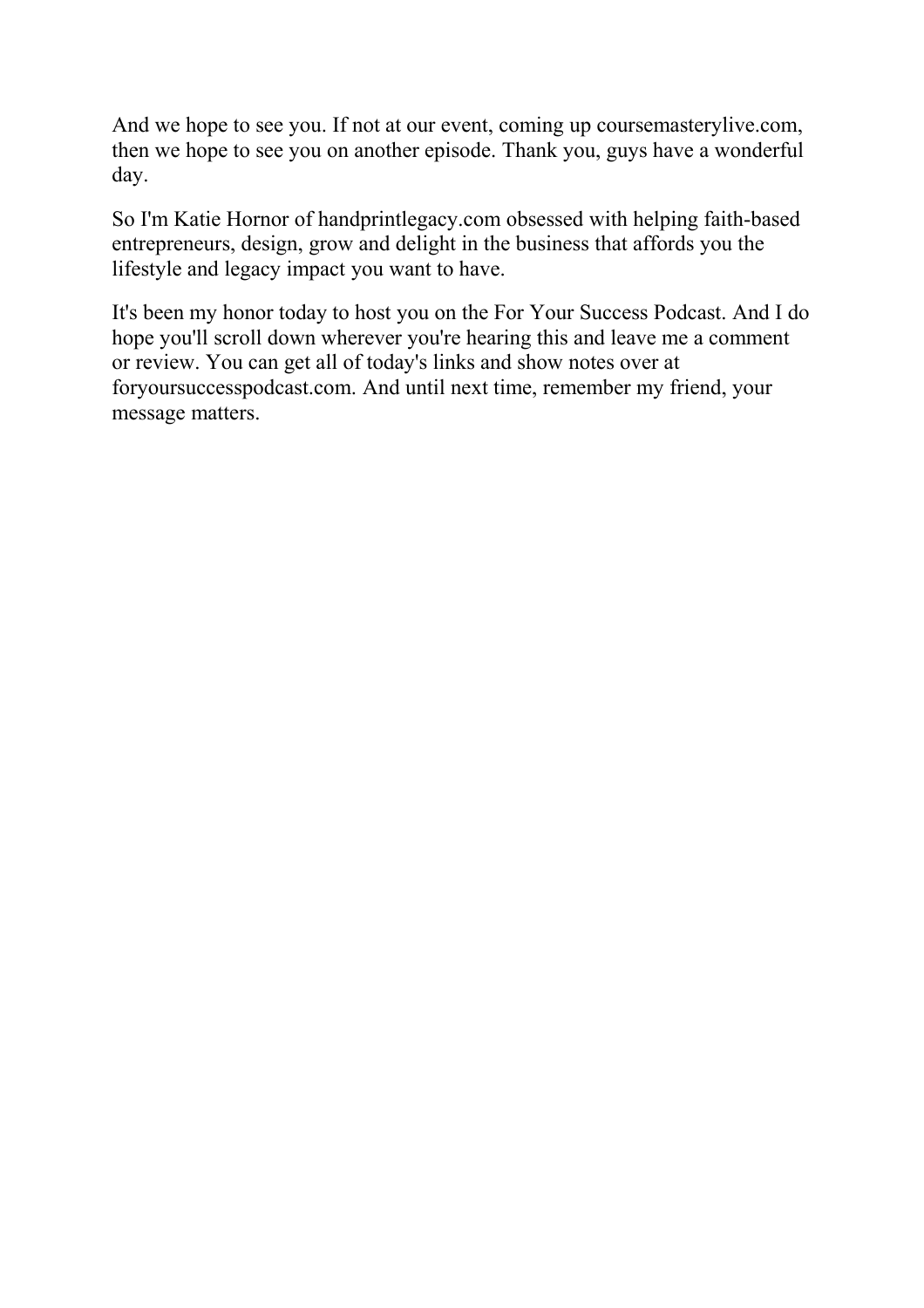And we hope to see you. If not at our event, coming up coursemasterylive.com, then we hope to see you on another episode. Thank you, guys have a wonderful day.

So I'm Katie Hornor of handprintlegacy.com obsessed with helping faith-based entrepreneurs, design, grow and delight in the business that affords you the lifestyle and legacy impact you want to have.

It's been my honor today to host you on the For Your Success Podcast. And I do hope you'll scroll down wherever you're hearing this and leave me a comment or review. You can get all of today's links and show notes over at foryoursuccesspodcast.com. And until next time, remember my friend, your message matters.